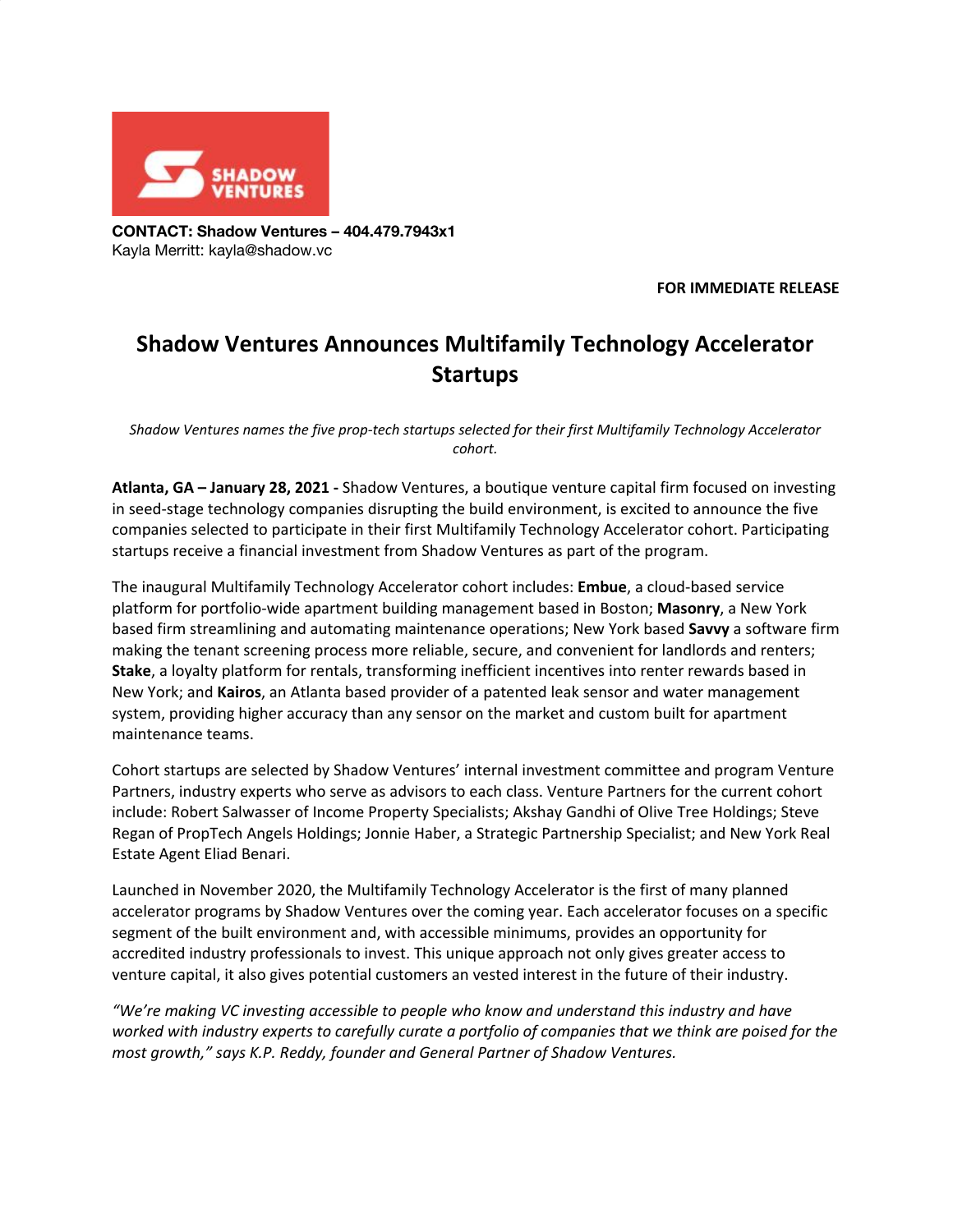**CONTACT: Shadow Ventures – 404.479.7943x1**
Kayla Merritt: kayla@shadow.vc

**FOR IMMEDIATE RELEASE**

# Shadow Ventures Announces Multifamily Technology Accelerator Startups

*Shadow Ventures names the five prop-tech startups selected for their first Multifamily Technology Accelerator cohort.*

**Atlanta, GA – January 28, 2021 -** Shadow Ventures, a boutique venture capital firm focused on investing in seed-stage technology companies disrupting the build environment, is excited to announce the five companies selected to participate in their first Multifamily Technology Accelerator cohort. Participating startups receive a financial investment from Shadow Ventures as part of the program.

The inaugural Multifamily Technology Accelerator cohort includes: **Embue**, a cloud-based service platform for portfolio-wide apartment building management based in Boston; **Masonry**, a New York based firm streamlining and automating maintenance operations; New York based **Savvy** a software firm making the tenant screening process more reliable, secure, and convenient for landlords and renters; **Stake**, a loyalty platform for rentals, transforming inefficient incentives into renter rewards based in New York; and **Kairos**, an Atlanta based provider of a patented leak sensor and water management system, providing higher accuracy than any sensor on the market and custom built for apartment maintenance teams.

Cohort startups are selected by Shadow Ventures' internal investment committee and program Venture Partners, industry experts who serve as advisors to each class. Venture Partners for the current cohort include: Robert Salwasser of Income Property Specialists; Akshay Gandhi of Olive Tree Holdings; Steve Regan of PropTech Angels Holdings; Jonnie Haber, a Strategic Partnership Specialist; and New York Real Estate Agent Eliad Benari.

Launched in November 2020, the Multifamily Technology Accelerator is the first of many planned accelerator programs by Shadow Ventures over the coming year. Each accelerator focuses on a specific segment of the built environment and, with accessible minimums, provides an opportunity for accredited industry professionals to invest. This unique approach not only gives greater access to venture capital, it also gives potential customers an vested interest in the future of their industry.

*"We're making VC investing accessible to people who know and understand this industry and have worked with industry experts to carefully curate a portfolio of companies that we think are poised for the most growth," says K.P. Reddy, founder and General Partner of Shadow Ventures.*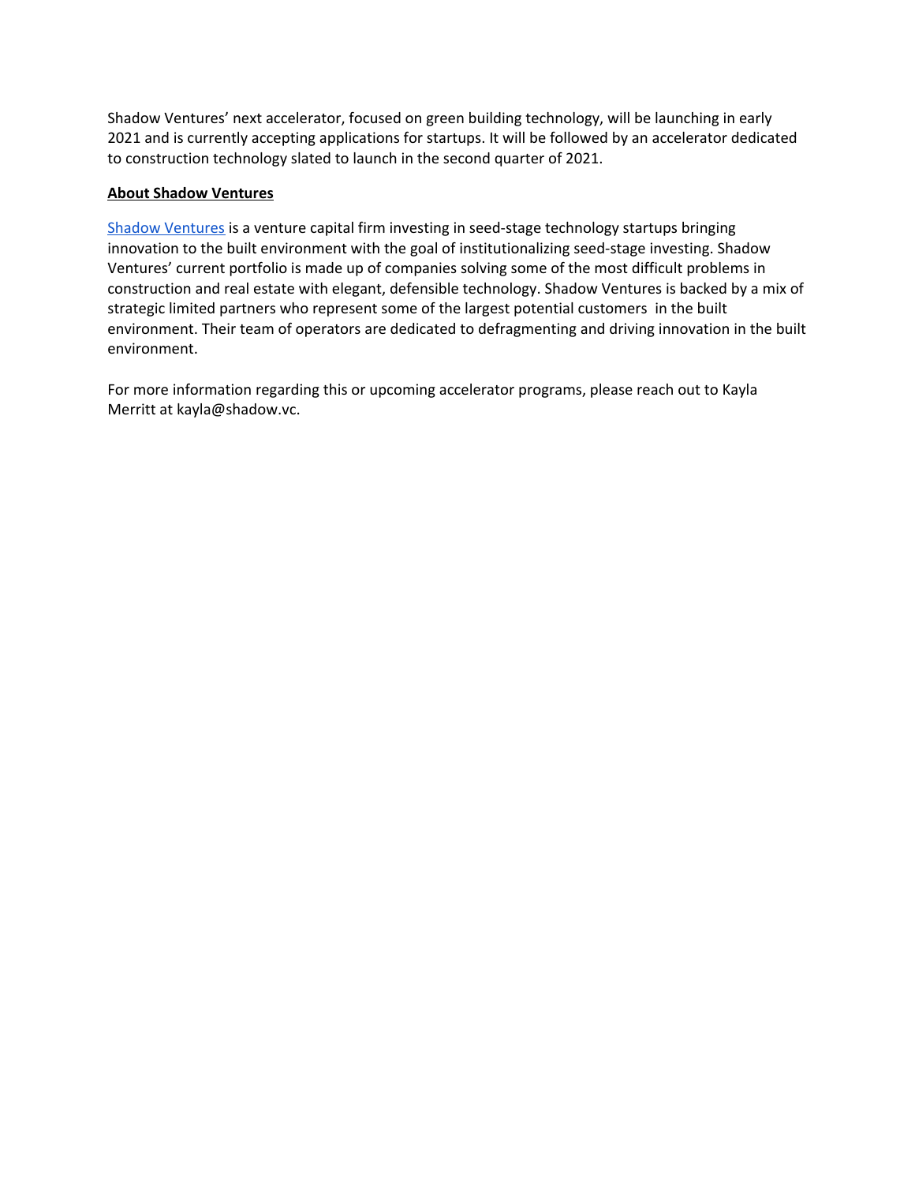Shadow Ventures' next accelerator, focused on green building technology, will be launching in early 2021 and is currently accepting applications for startups. It will be followed by an accelerator dedicated to construction technology slated to launch in the second quarter of 2021.

**About Shadow Ventures**

Shadow Ventures is a venture capital firm investing in seed-stage technology startups bringing innovation to the built environment with the goal of institutionalizing seed-stage investing. Shadow Ventures' current portfolio is made up of companies solving some of the most difficult problems in construction and real estate with elegant, defensible technology. Shadow Ventures is backed by a mix of strategic limited partners who represent some of the largest potential customers in the built environment. Their team of operators are dedicated to defragmenting and driving innovation in the built environment.

For more information regarding this or upcoming accelerator programs, please reach out to Kayla Merritt at kayla@shadow.vc.